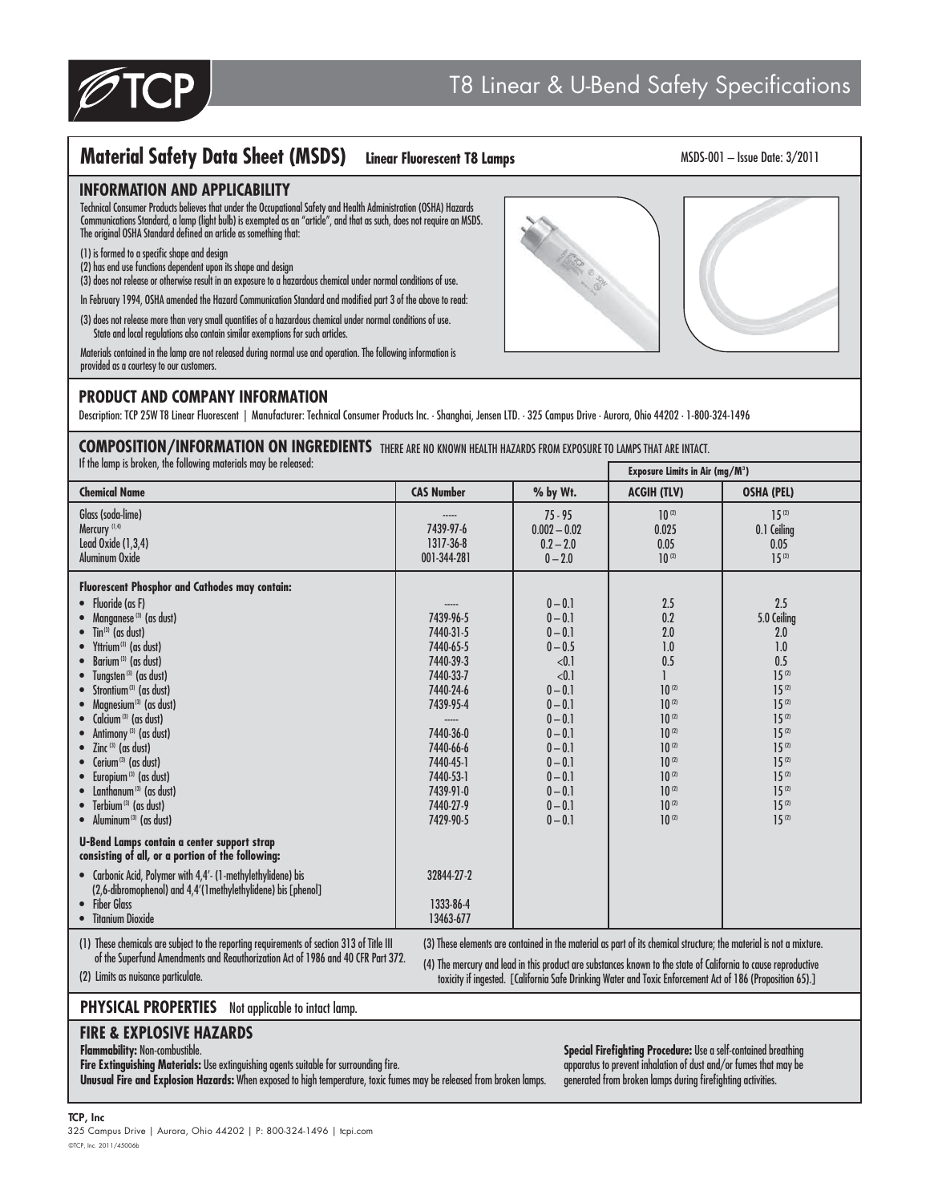# T8 Linear & U-Bend Safety Specifications

## Material Safety Data Sheet (MSDS) Linear Fluorescent T8 Lamps

MSDS-001 – Issue Date: 3/2011

### INFORMATION AND APPLICABILITY

Technical Consumer Products believes that under the Occupational Safety and Health Administration (OSHA) Hazards Communications Standard, a lamp (light bulb) is exempted as an "article", and that as such, does not require an MSDS. The original OSHA Standard defined an article as something that:

(1) is formed to a specific shape and design
(2) has end use functions dependent upon its shape and design
(3) does not release or otherwise result in an exposure to a hazardous chemical under normal conditions of use.

In February 1994, OSHA amended the Hazard Communication Standard and modified part 3 of the above to read:

(3) does not release more than very small quantities of a hazardous chemical under normal conditions of use. State and local regulations also contain similar exemptions for such articles.

Materials contained in the lamp are not released during normal use and operation. The following information is provided as a courtesy to our customers.

### PRODUCT AND COMPANY INFORMATION

Description: TCP 25W T8 Linear Fluorescent | Manufacturer: Technical Consumer Products Inc. · Shanghai, Jensen LTD. · 325 Campus Drive · Aurora, Ohio 44202 · 1-800-324-1496

### COMPOSITION/INFORMATION ON INGREDIENTS THERE ARE NO KNOWN HEALTH HAZARDS FROM EXPOSURE TO LAMPS THAT ARE INTACT.

If the lamp is broken, the following materials may be released:

| | | | Exposure Limits in Air (mg/M³) | |
|---|---|---|---|---|
| **Chemical Name** | **CAS Number** | **% by Wt.** | **ACGIH (TLV)** | **OSHA (PEL)** |
| Glass (soda-lime) | ----- | 75 - 95 | 10 (2) | 15 (2) |
| Mercury (1,4) | 7439-97-6 | 0.002 – 0.02 | 0.025 | 0.1 Ceiling |
| Lead Oxide (1,3,4) | 1317-36-8 | 0.2 – 2.0 | 0.05 | 0.05 |
| Aluminum Oxide | 001-344-281 | 0 – 2.0 | 10 (2) | 15 (2) |
| **Fluorescent Phosphor and Cathodes may contain:** | | | | |
| • Fluoride (as F) | ----- | 0 – 0.1 | 2.5 | 2.5 |
| • Manganese (3) (as dust) | 7439-96-5 | 0 – 0.1 | 0.2 | 5.0 Ceiling |
| • Tin (3) (as dust) | 7440-31-5 | 0 – 0.1 | 2.0 | 2.0 |
| • Yttrium (3) (as dust) | 7440-65-5 | 0 – 0.5 | 1.0 | 1.0 |
| • Barium (3) (as dust) | 7440-39-3 | <0.1 | 0.5 | 0.5 |
| • Tungsten (3) (as dust) | 7440-33-7 | <0.1 | 1 | 15 (2) |
| • Strontium (3) (as dust) | 7440-24-6 | 0 – 0.1 | 10 (2) | 15 (2) |
| • Magnesium (3) (as dust) | 7439-95-4 | 0 – 0.1 | 10 (2) | 15 (2) |
| • Calcium (3) (as dust) | ----- | 0 – 0.1 | 10 (2) | 15 (2) |
| • Antimony (3) (as dust) | 7440-36-0 | 0 – 0.1 | 10 (2) | 15 (2) |
| • Zinc (3) (as dust) | 7440-66-6 | 0 – 0.1 | 10 (2) | 15 (2) |
| • Cerium (3) (as dust) | 7440-45-1 | 0 – 0.1 | 10 (2) | 15 (2) |
| • Europium (3) (as dust) | 7440-53-1 | 0 – 0.1 | 10 (2) | 15 (2) |
| • Lanthanum (3) (as dust) | 7439-91-0 | 0 – 0.1 | 10 (2) | 15 (2) |
| • Terbium (3) (as dust) | 7440-27-9 | 0 – 0.1 | 10 (2) | 15 (2) |
| • Aluminum (3) (as dust) | 7429-90-5 | 0 – 0.1 | 10 (2) | 15 (2) |
| **U-Bend Lamps contain a center support strap consisting of all, or a portion of the following:** | | | | |
| • Carbonic Acid, Polymer with 4,4'- (1-methylethylidene) bis (2,6-dibromophenol) and 4,4'(1methylethylidene) bis [phenol] | 32844-27-2 | | | |
| • Fiber Glass | 1333-86-4 | | | |
| • Titanium Dioxide | 13463-677 | | | |

(1) These chemicals are subject to the reporting requirements of section 313 of Title III of the Superfund Amendments and Reauthorization Act of 1986 and 40 CFR Part 372.

(2) Limits as nuisance particulate.

(3) These elements are contained in the material as part of its chemical structure; the material is not a mixture.

(4) The mercury and lead in this product are substances known to the state of California to cause reproductive toxicity if ingested. [California Safe Drinking Water and Toxic Enforcement Act of 186 (Proposition 65).]

### PHYSICAL PROPERTIES Not applicable to intact lamp.

### FIRE & EXPLOSIVE HAZARDS

**Flammability:** Non-combustible.
**Fire Extinguishing Materials:** Use extinguishing agents suitable for surrounding fire.
**Unusual Fire and Explosion Hazards:** When exposed to high temperature, toxic fumes may be released from broken lamps.

**Special Firefighting Procedure:** Use a self-contained breathing apparatus to prevent inhalation of dust and/or fumes that may be generated from broken lamps during firefighting activities.

**TCP, Inc**
325 Campus Drive | Aurora, Ohio 44202 | P: 800-324-1496 | tcpi.com
©TCP, Inc. 2011/45006b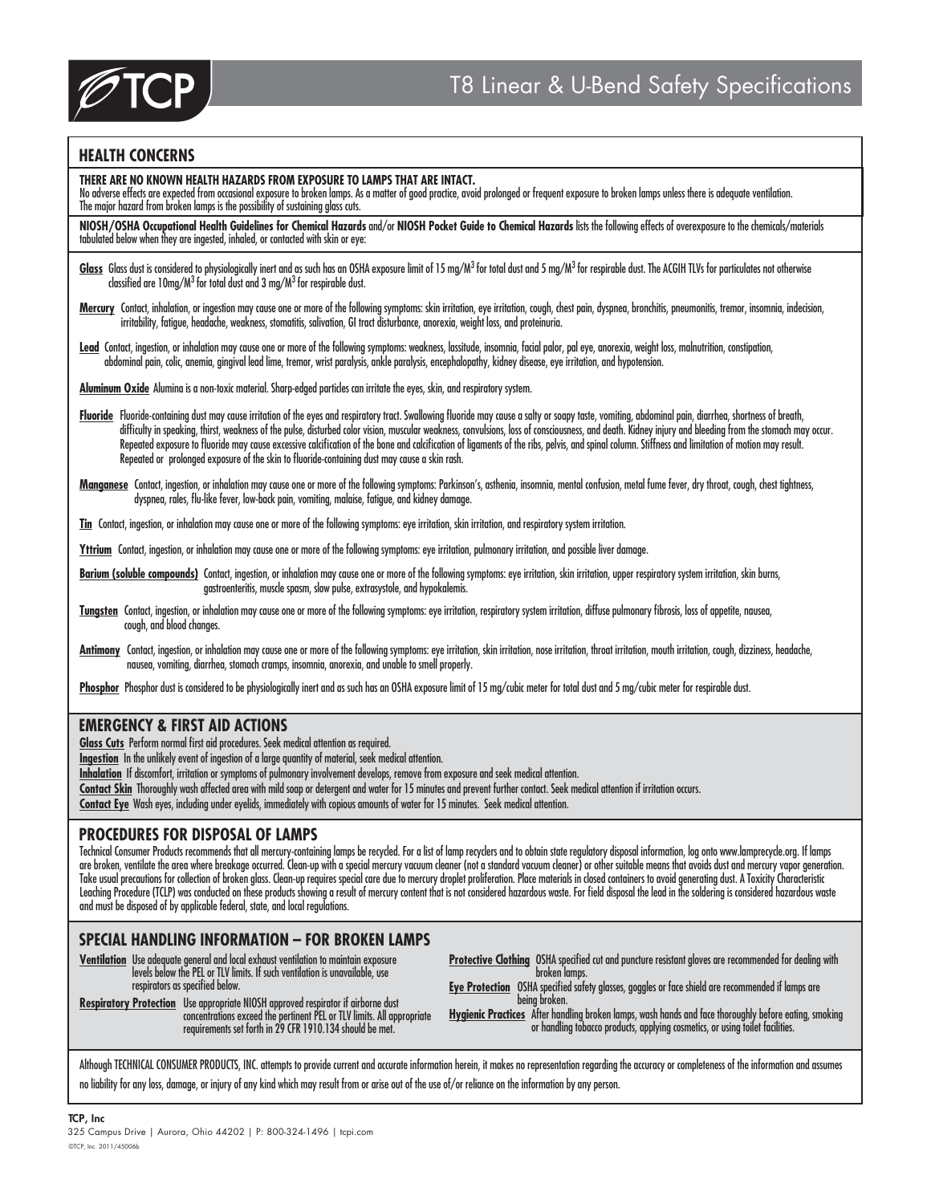# T8 Linear & U-Bend Safety Specifications

## HEALTH CONCERNS

**THERE ARE NO KNOWN HEALTH HAZARDS FROM EXPOSURE TO LAMPS THAT ARE INTACT.**
No adverse effects are expected from occasional exposure to broken lamps. As a matter of good practice, avoid prolonged or frequent exposure to broken lamps unless there is adequate ventilation. The major hazard from broken lamps is the possibility of sustaining glass cuts.

**NIOSH/OSHA Occupational Health Guidelines for Chemical Hazards** and/or **NIOSH Pocket Guide to Chemical Hazards** lists the following effects of overexposure to the chemicals/materials tabulated below when they are ingested, inhaled, or contacted with skin or eye:

**Glass** Glass dust is considered to physiologically inert and as such has an OSHA exposure limit of 15 mg/$M^3$ for total dust and 5 mg/$M^3$ for respirable dust. The ACGIH TLVs for particulates not otherwise classified are 10mg/$M^3$ for total dust and 3 mg/$M^3$ for respirable dust.

**Mercury** Contact, inhalation, or ingestion may cause one or more of the following symptoms: skin irritation, eye irritation, cough, chest pain, dyspnea, bronchitis, pneumonitis, tremor, insomnia, indecision, irritability, fatigue, headache, weakness, stomatitis, salivation, GI tract disturbance, anorexia, weight loss, and proteinuria.

**Lead** Contact, ingestion, or inhalation may cause one or more of the following symptoms: weakness, lassitude, insomnia, facial palor, pal eye, anorexia, weight loss, malnutrition, constipation, abdominal pain, colic, anemia, gingival lead lime, tremor, wrist paralysis, ankle paralysis, encephalopathy, kidney disease, eye irritation, and hypotension.

**Aluminum Oxide** Alumina is a non-toxic material. Sharp-edged particles can irritate the eyes, skin, and respiratory system.

**Fluoride** Fluoride-containing dust may cause irritation of the eyes and respiratory tract. Swallowing fluoride may cause a salty or soapy taste, vomiting, abdominal pain, diarrhea, shortness of breath, difficulty in speaking, thirst, weakness of the pulse, disturbed color vision, muscular weakness, convulsions, loss of consciousness, and death. Kidney injury and bleeding from the stomach may occur. Repeated exposure to fluoride may cause excessive calcification of the bone and calcification of ligaments of the ribs, pelvis, and spinal column. Stiffness and limitation of motion may result. Repeated or prolonged exposure of the skin to fluoride-containing dust may cause a skin rash.

**Manganese** Contact, ingestion, or inhalation may cause one or more of the following symptoms: Parkinson's, asthenia, insomnia, mental confusion, metal fume fever, dry throat, cough, chest tightness, dyspnea, rales, flu-like fever, low-back pain, vomiting, malaise, fatigue, and kidney damage.

**Tin** Contact, ingestion, or inhalation may cause one or more of the following symptoms: eye irritation, skin irritation, and respiratory system irritation.

**Yttrium** Contact, ingestion, or inhalation may cause one or more of the following symptoms: eye irritation, pulmonary irritation, and possible liver damage.

**Barium (soluble compounds)** Contact, ingestion, or inhalation may cause one or more of the following symptoms: eye irritation, skin irritation, upper respiratory system irritation, skin burns, gastroenteritis, muscle spasm, slow pulse, extrasystole, and hypokalemis.

**Tungsten** Contact, ingestion, or inhalation may cause one or more of the following symptoms: eye irritation, respiratory system irritation, diffuse pulmonary fibrosis, loss of appetite, nausea, cough, and blood changes.

**Antimony** Contact, ingestion, or inhalation may cause one or more of the following symptoms: eye irritation, skin irritation, nose irritation, throat irritation, mouth irritation, cough, dizziness, headache, nausea, vomiting, diarrhea, stomach cramps, insomnia, anorexia, and unable to smell properly.

**Phosphor** Phosphor dust is considered to be physiologically inert and as such has an OSHA exposure limit of 15 mg/cubic meter for total dust and 5 mg/cubic meter for respirable dust.

## EMERGENCY & FIRST AID ACTIONS

**Glass Cuts** Perform normal first aid procedures. Seek medical attention as required.

**Ingestion** In the unlikely event of ingestion of a large quantity of material, seek medical attention.

**Inhalation** If discomfort, irritation or symptoms of pulmonary involvement develops, remove from exposure and seek medical attention.

**Contact Skin** Thoroughly wash affected area with mild soap or detergent and water for 15 minutes and prevent further contact. Seek medical attention if irritation occurs.

**Contact Eye** Wash eyes, including under eyelids, immediately with copious amounts of water for 15 minutes. Seek medical attention.

## PROCEDURES FOR DISPOSAL OF LAMPS

Technical Consumer Products recommends that all mercury-containing lamps be recycled. For a list of lamp recyclers and to obtain state regulatory disposal information, log onto www.lamprecycle.org. If lamps are broken, ventilate the area where breakage occurred. Clean-up with a special mercury vacuum cleaner (not a standard vacuum cleaner) or other suitable means that avoids dust and mercury vapor generation. Take usual precautions for collection of broken glass. Clean-up requires special care due to mercury droplet proliferation. Place materials in closed containers to avoid generating dust. A Toxicity Characteristic Leaching Procedure (TCLP) was conducted on these products showing a result of mercury content that is not considered hazardous waste. For field disposal the lead in the soldering is considered hazardous waste and must be disposed of by applicable federal, state, and local regulations.

## SPECIAL HANDLING INFORMATION – FOR BROKEN LAMPS

**Ventilation** Use adequate general and local exhaust ventilation to maintain exposure levels below the PEL or TLV limits. If such ventilation is unavailable, use respirators as specified below.

**Respiratory Protection** Use appropriate NIOSH approved respirator if airborne dust concentrations exceed the pertinent PEL or TLV limits. All appropriate requirements set forth in 29 CFR 1910.134 should be met.

**Protective Clothing** OSHA specified cut and puncture resistant gloves are recommended for dealing with broken lamps.

**Eye Protection** OSHA specified safety glasses, goggles or face shield are recommended if lamps are being broken.

**Hygienic Practices** After handling broken lamps, wash hands and face thoroughly before eating, smoking or handling tobacco products, applying cosmetics, or using toilet facilities.

Although TECHNICAL CONSUMER PRODUCTS, INC. attempts to provide current and accurate information herein, it makes no representation regarding the accuracy or completeness of the information and assumes no liability for any loss, damage, or injury of any kind which may result from or arise out of the use of/or reliance on the information by any person.

**TCP, Inc**
325 Campus Drive | Aurora, Ohio 44202 | P: 800-324-1496 | tcpi.com
©TCP, Inc. 2011/45006b